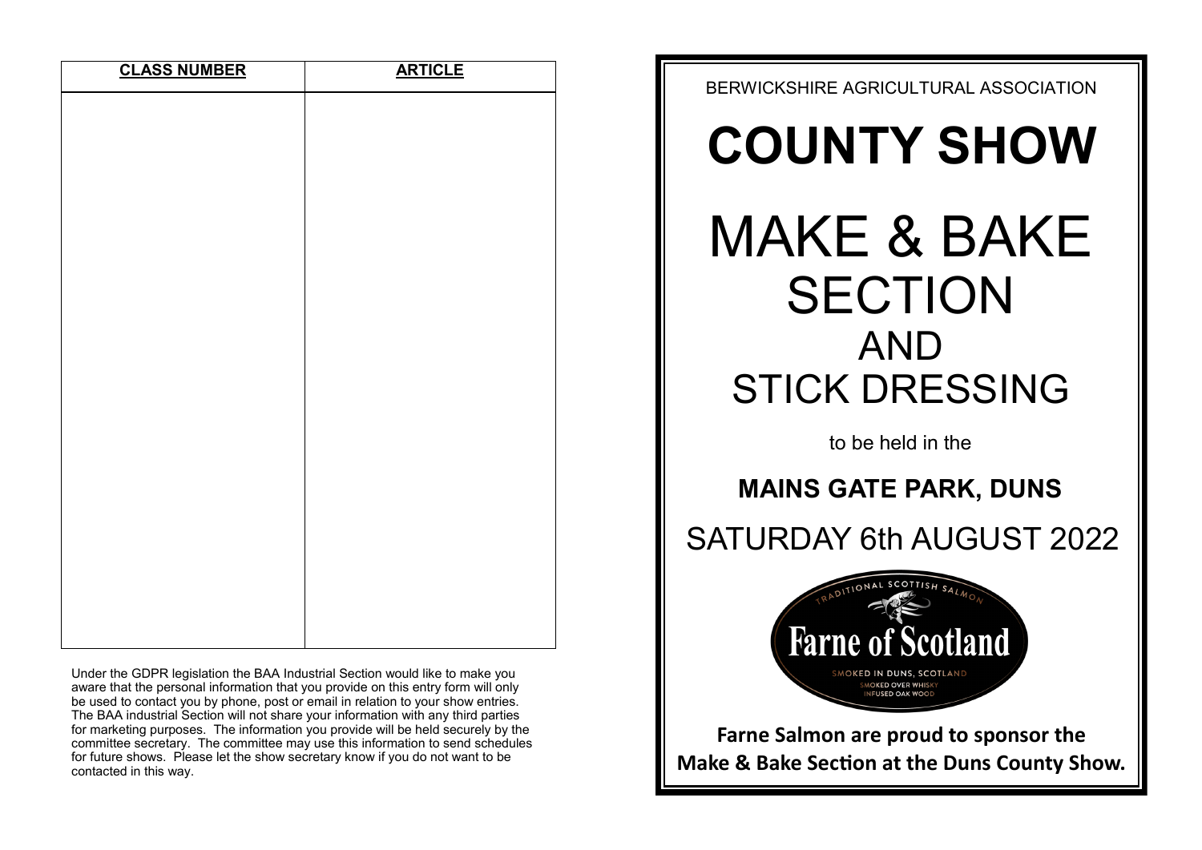| CLASS NUMBER | ARTICLE |
|---|---|
| | |

Under the GDPR legislation the BAA Industrial Section would like to make you aware that the personal information that you provide on this entry form will only be used to contact you by phone, post or email in relation to your show entries. The BAA industrial Section will not share your information with any third parties for marketing purposes. The information you provide will be held securely by the committee secretary. The committee may use this information to send schedules for future shows. Please let the show secretary know if you do not want to be contacted in this way.

BERWICKSHIRE AGRICULTURAL ASSOCIATION

# COUNTY SHOW

# MAKE & BAKE SECTION AND STICK DRESSING

to be held in the

**MAINS GATE PARK, DUNS**

SATURDAY 6th AUGUST 2022

TRADITIONAL SCOTTISH SALMON

Farne of Scotland

SMOKED IN DUNS, SCOTLAND
SMOKED OVER WHISKY INFUSED OAK WOOD

**Farne Salmon are proud to sponsor the Make & Bake Section at the Duns County Show.**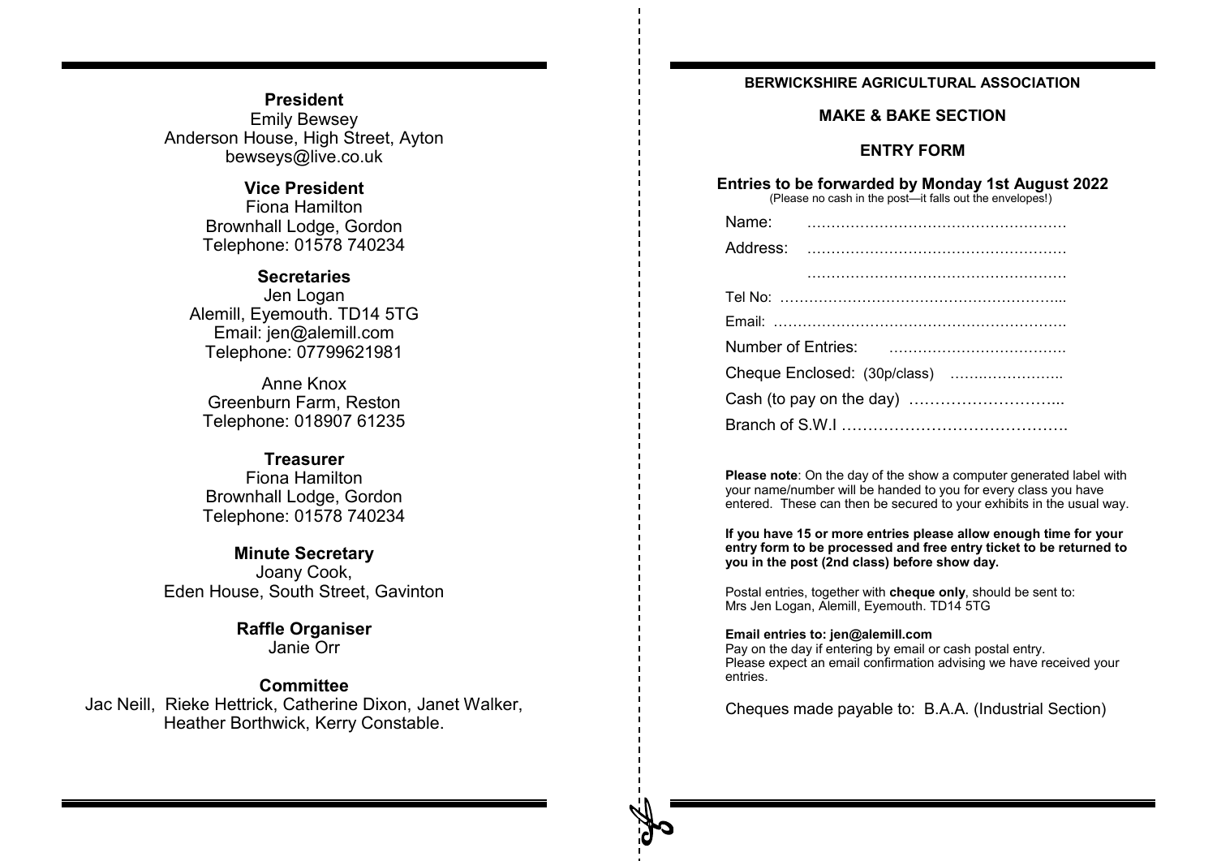**President**
Emily Bewsey
Anderson House, High Street, Ayton
bewseys@live.co.uk

**Vice President**
Fiona Hamilton
Brownhall Lodge, Gordon
Telephone: 01578 740234

**Secretaries**
Jen Logan
Alemill, Eyemouth. TD14 5TG
Email: jen@alemill.com
Telephone: 07799621981

Anne Knox
Greenburn Farm, Reston
Telephone: 018907 61235

**Treasurer**
Fiona Hamilton
Brownhall Lodge, Gordon
Telephone: 01578 740234

**Minute Secretary**
Joany Cook,
Eden House, South Street, Gavinton

**Raffle Organiser**
Janie Orr

**Committee**
Jac Neill, Rieke Hettrick, Catherine Dixon, Janet Walker, Heather Borthwick, Kerry Constable.

**BERWICKSHIRE AGRICULTURAL ASSOCIATION**

**MAKE & BAKE SECTION**

**ENTRY FORM**

**Entries to be forwarded by Monday 1st August 2022**
(Please no cash in the post—it falls out the envelopes!)

Name: ………………………………………………

Address: ………………………………………………

………………………………………………

Tel No: …………………………………………………...

Email: ……………………………………………………

Number of Entries: ………………………………

Cheque Enclosed: (30p/class) ……………………..

Cash (to pay on the day) ………………………...

Branch of S.W.I …………………………………….

**Please note**: On the day of the show a computer generated label with your name/number will be handed to you for every class you have entered. These can then be secured to your exhibits in the usual way.

**If you have 15 or more entries please allow enough time for your entry form to be processed and free entry ticket to be returned to you in the post (2nd class) before show day.**

Postal entries, together with **cheque only**, should be sent to:
Mrs Jen Logan, Alemill, Eyemouth. TD14 5TG

**Email entries to: jen@alemill.com**
Pay on the day if entering by email or cash postal entry.
Please expect an email confirmation advising we have received your entries.

Cheques made payable to: B.A.A. (Industrial Section)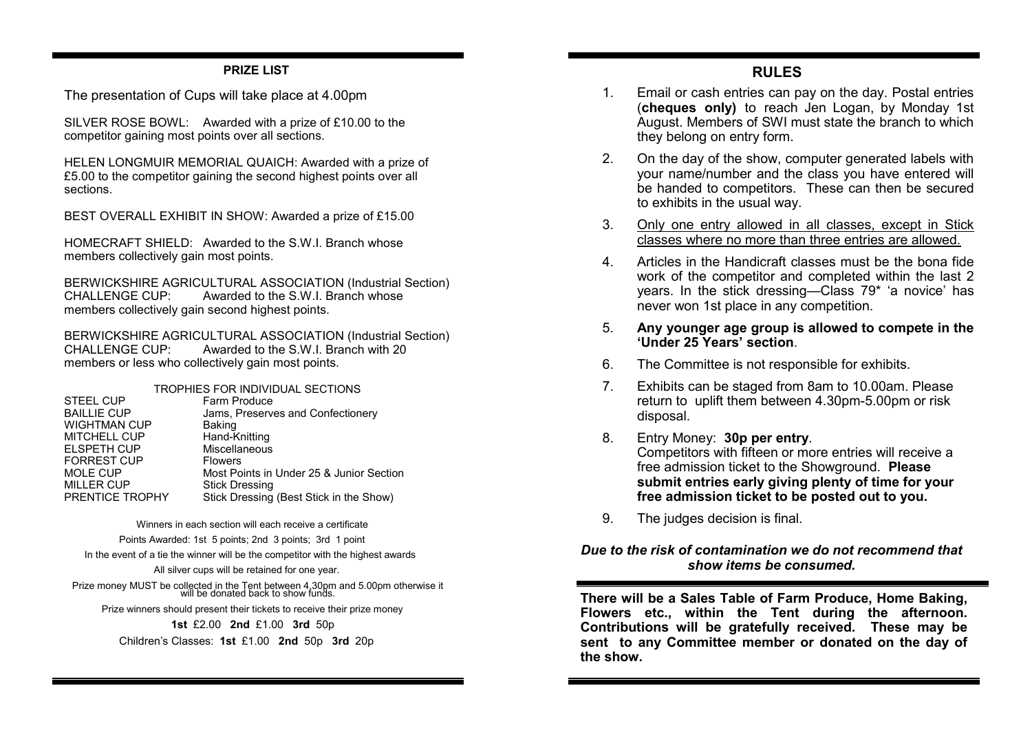## PRIZE LIST

The presentation of Cups will take place at 4.00pm

SILVER ROSE BOWL: Awarded with a prize of £10.00 to the competitor gaining most points over all sections.

HELEN LONGMUIR MEMORIAL QUAICH: Awarded with a prize of £5.00 to the competitor gaining the second highest points over all sections.

BEST OVERALL EXHIBIT IN SHOW: Awarded a prize of £15.00

HOMECRAFT SHIELD: Awarded to the S.W.I. Branch whose members collectively gain most points.

BERWICKSHIRE AGRICULTURAL ASSOCIATION (Industrial Section) CHALLENGE CUP: Awarded to the S.W.I. Branch whose members collectively gain second highest points.

BERWICKSHIRE AGRICULTURAL ASSOCIATION (Industrial Section) CHALLENGE CUP: Awarded to the S.W.I. Branch with 20 members or less who collectively gain most points.

TROPHIES FOR INDIVIDUAL SECTIONS

| Trophy | Section |
|---|---|
| STEEL CUP | Farm Produce |
| BAILLIE CUP | Jams, Preserves and Confectionery |
| WIGHTMAN CUP | Baking |
| MITCHELL CUP | Hand-Knitting |
| ELSPETH CUP | Miscellaneous |
| FORREST CUP | Flowers |
| MOLE CUP | Most Points in Under 25 & Junior Section |
| MILLER CUP | Stick Dressing |
| PRENTICE TROPHY | Stick Dressing (Best Stick in the Show) |

Winners in each section will each receive a certificate

Points Awarded: 1st 5 points; 2nd 3 points; 3rd 1 point

In the event of a tie the winner will be the competitor with the highest awards

All silver cups will be retained for one year.

Prize money MUST be collected in the Tent between 4.30pm and 5.00pm otherwise it will be donated back to show funds.

Prize winners should present their tickets to receive their prize money

**1st** £2.00 **2nd** £1.00 **3rd** 50p

Children's Classes: **1st** £1.00 **2nd** 50p **3rd** 20p

## RULES

1. Email or cash entries can pay on the day. Postal entries (**cheques only)** to reach Jen Logan, by Monday 1st August. Members of SWI must state the branch to which they belong on entry form.
2. On the day of the show, computer generated labels with your name/number and the class you have entered will be handed to competitors. These can then be secured to exhibits in the usual way.
3. <u>Only one entry allowed in all classes, except in Stick classes where no more than three entries are allowed.</u>
4. Articles in the Handicraft classes must be the bona fide work of the competitor and completed within the last 2 years. In the stick dressing—Class 79* 'a novice' has never won 1st place in any competition.
5. **Any younger age group is allowed to compete in the 'Under 25 Years' section**.
6. The Committee is not responsible for exhibits.
7. Exhibits can be staged from 8am to 10.00am. Please return to uplift them between 4.30pm-5.00pm or risk disposal.
8. Entry Money: **30p per entry**. Competitors with fifteen or more entries will receive a free admission ticket to the Showground. **Please submit entries early giving plenty of time for your free admission ticket to be posted out to you.**
9. The judges decision is final.

***Due to the risk of contamination we do not recommend that show items be consumed.***

**There will be a Sales Table of Farm Produce, Home Baking, Flowers etc., within the Tent during the afternoon. Contributions will be gratefully received. These may be sent to any Committee member or donated on the day of the show.**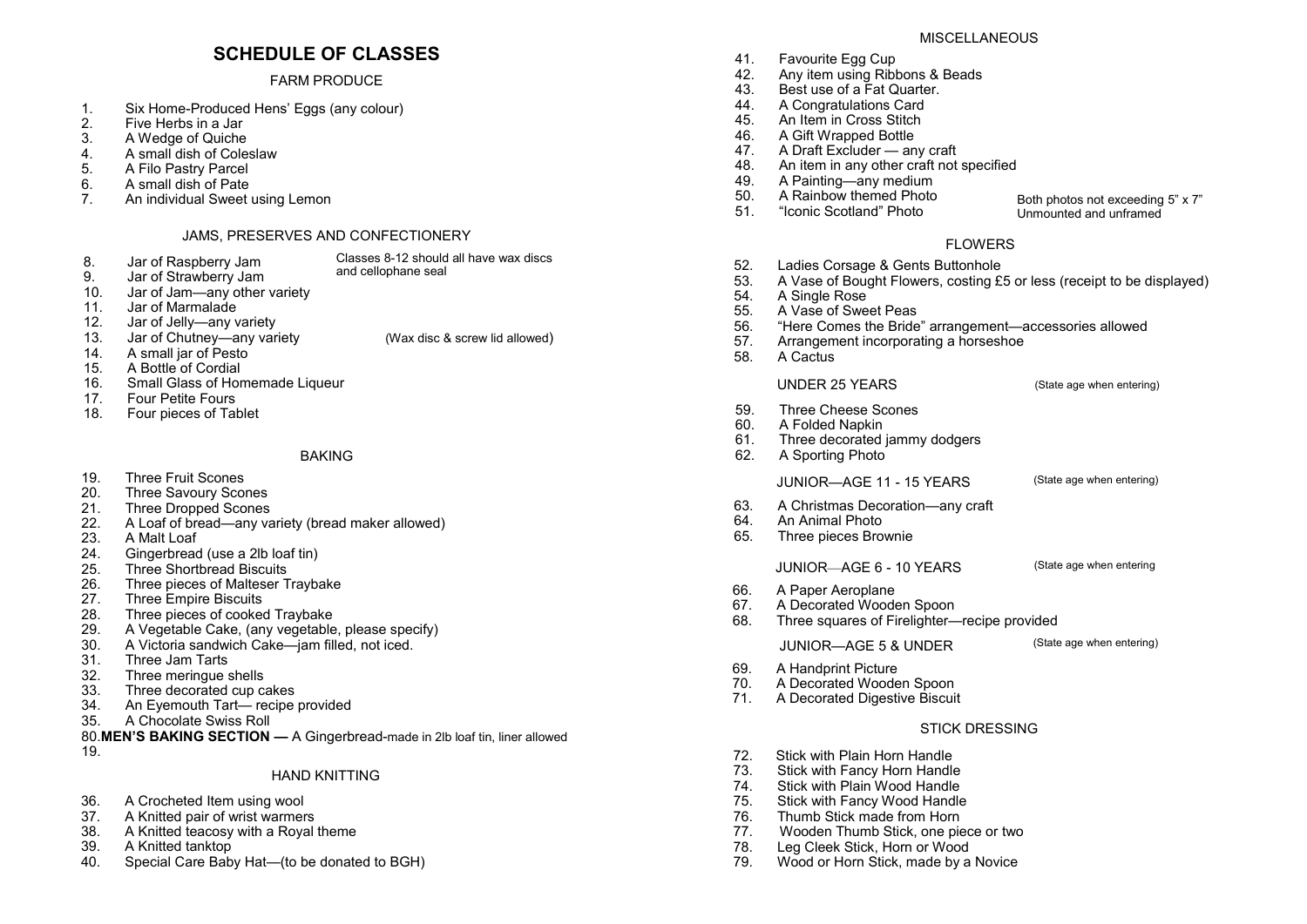# SCHEDULE OF CLASSES

## FARM PRODUCE

1. Six Home-Produced Hens' Eggs (any colour)
2. Five Herbs in a Jar
3. A Wedge of Quiche
4. A small dish of Coleslaw
5. A Filo Pastry Parcel
6. A small dish of Pate
7. An individual Sweet using Lemon

## JAMS, PRESERVES AND CONFECTIONERY

Classes 8-12 should all have wax discs and cellophane seal

8. Jar of Raspberry Jam
9. Jar of Strawberry Jam
10. Jar of Jam—any other variety
11. Jar of Marmalade
12. Jar of Jelly—any variety
13. Jar of Chutney—any variety (Wax disc & screw lid allowed)
14. A small jar of Pesto
15. A Bottle of Cordial
16. Small Glass of Homemade Liqueur
17. Four Petite Fours
18. Four pieces of Tablet

## BAKING

19. Three Fruit Scones
20. Three Savoury Scones
21. Three Dropped Scones
22. A Loaf of bread—any variety (bread maker allowed)
23. A Malt Loaf
24. Gingerbread (use a 2lb loaf tin)
25. Three Shortbread Biscuits
26. Three pieces of Malteser Traybake
27. Three Empire Biscuits
28. Three pieces of cooked Traybake
29. A Vegetable Cake, (any vegetable, please specify)
30. A Victoria sandwich Cake—jam filled, not iced.
31. Three Jam Tarts
32. Three meringue shells
33. Three decorated cup cakes
34. An Eyemouth Tart— recipe provided
35. A Chocolate Swiss Roll

80.**MEN'S BAKING SECTION —** A Gingerbread-made in 2lb loaf tin, liner allowed

19.

## HAND KNITTING

36. A Crocheted Item using wool
37. A Knitted pair of wrist warmers
38. A Knitted teacosy with a Royal theme
39. A Knitted tanktop
40. Special Care Baby Hat—(to be donated to BGH)

## MISCELLANEOUS

41. Favourite Egg Cup
42. Any item using Ribbons & Beads
43. Best use of a Fat Quarter.
44. A Congratulations Card
45. An Item in Cross Stitch
46. A Gift Wrapped Bottle
47. A Draft Excluder — any craft
48. An item in any other craft not specified
49. A Painting—any medium
50. A Rainbow themed Photo
51. "Iconic Scotland" Photo

Both photos not exceeding 5" x 7" Unmounted and unframed

## FLOWERS

52. Ladies Corsage & Gents Buttonhole
53. A Vase of Bought Flowers, costing £5 or less (receipt to be displayed)
54. A Single Rose
55. A Vase of Sweet Peas
56. "Here Comes the Bride" arrangement—accessories allowed
57. Arrangement incorporating a horseshoe
58. A Cactus

## UNDER 25 YEARS

(State age when entering)

59. Three Cheese Scones
60. A Folded Napkin
61. Three decorated jammy dodgers
62. A Sporting Photo

## JUNIOR—AGE 11 - 15 YEARS

(State age when entering)

63. A Christmas Decoration—any craft
64. An Animal Photo
65. Three pieces Brownie

## JUNIOR—AGE 6 - 10 YEARS

(State age when entering

66. A Paper Aeroplane
67. A Decorated Wooden Spoon
68. Three squares of Firelighter—recipe provided

## JUNIOR—AGE 5 & UNDER

(State age when entering)

69. A Handprint Picture
70. A Decorated Wooden Spoon
71. A Decorated Digestive Biscuit

## STICK DRESSING

72. Stick with Plain Horn Handle
73. Stick with Fancy Horn Handle
74. Stick with Plain Wood Handle
75. Stick with Fancy Wood Handle
76. Thumb Stick made from Horn
77. Wooden Thumb Stick, one piece or two
78. Leg Cleek Stick, Horn or Wood
79. Wood or Horn Stick, made by a Novice